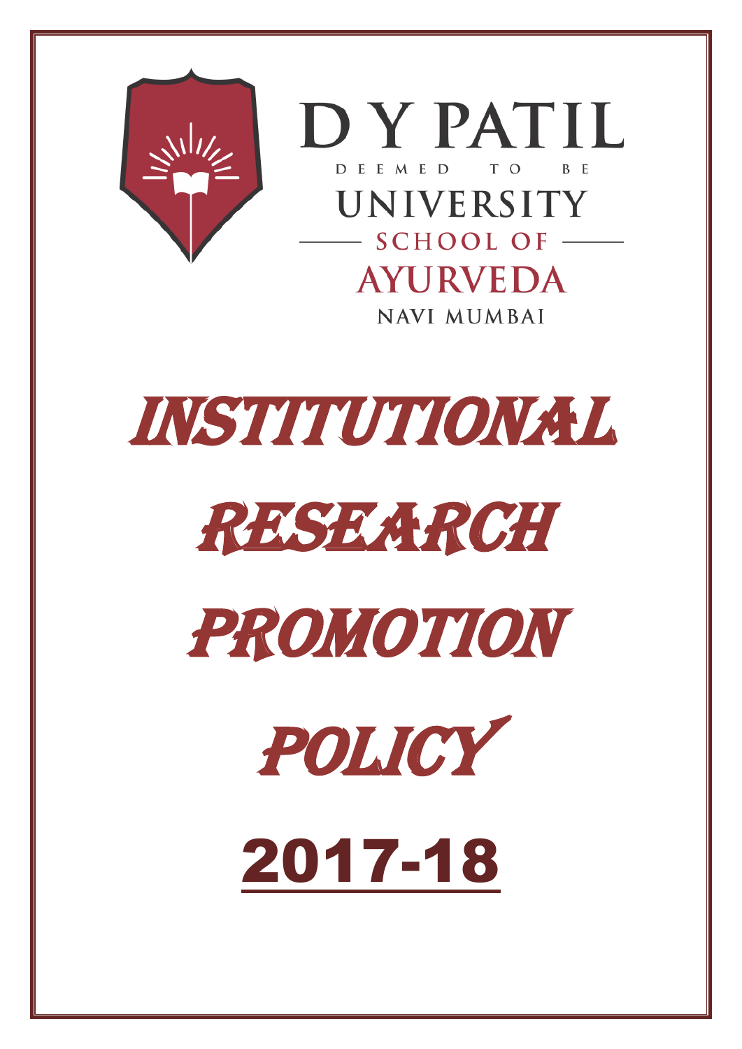D Y PATIL

DEEMED TO BE

UNIVERSITY

SCHOOL OF

AYURVEDA

NAVI MUMBAI

# INSTITUTIONAL RESEARCH PROMOTION POLICY

# 2017-18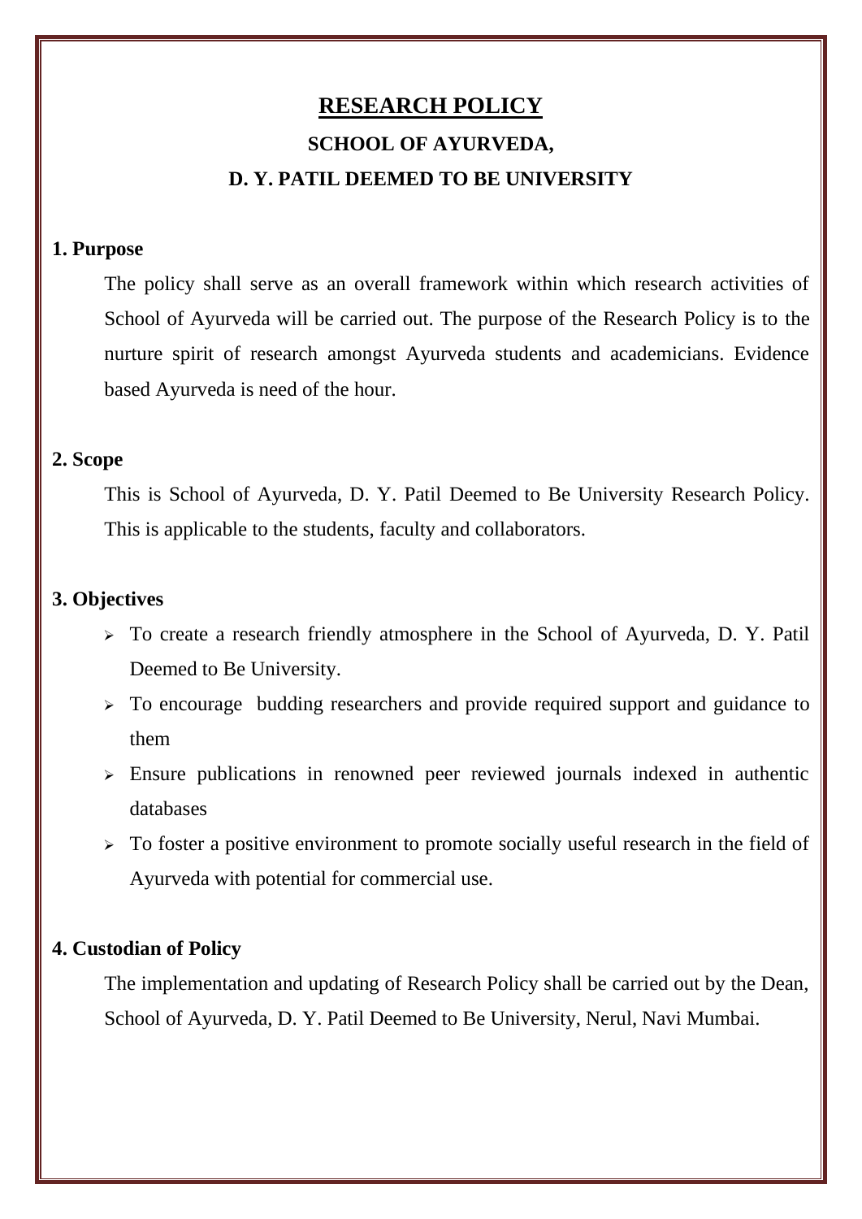# RESEARCH POLICY

## SCHOOL OF AYURVEDA,

## D. Y. PATIL DEEMED TO BE UNIVERSITY

**1. Purpose**

The policy shall serve as an overall framework within which research activities of School of Ayurveda will be carried out. The purpose of the Research Policy is to the nurture spirit of research amongst Ayurveda students and academicians. Evidence based Ayurveda is need of the hour.

**2. Scope**

This is School of Ayurveda, D. Y. Patil Deemed to Be University Research Policy. This is applicable to the students, faculty and collaborators.

**3. Objectives**

- To create a research friendly atmosphere in the School of Ayurveda, D. Y. Patil Deemed to Be University.
- To encourage budding researchers and provide required support and guidance to them
- Ensure publications in renowned peer reviewed journals indexed in authentic databases
- To foster a positive environment to promote socially useful research in the field of Ayurveda with potential for commercial use.

**4. Custodian of Policy**

The implementation and updating of Research Policy shall be carried out by the Dean, School of Ayurveda, D. Y. Patil Deemed to Be University, Nerul, Navi Mumbai.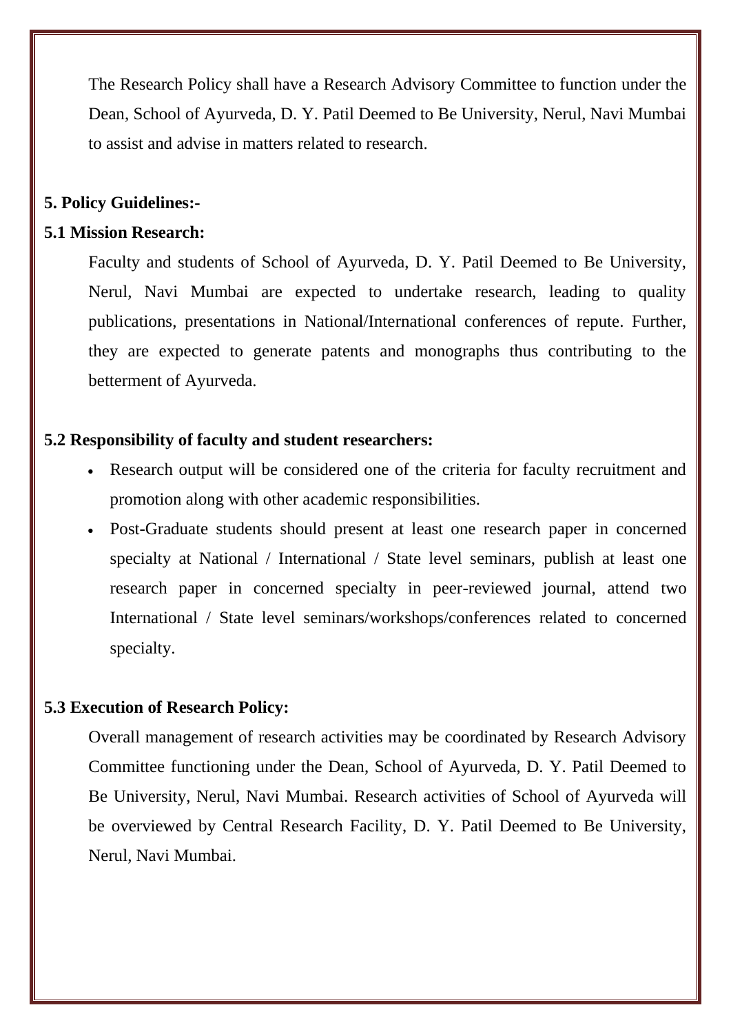The Research Policy shall have a Research Advisory Committee to function under the Dean, School of Ayurveda, D. Y. Patil Deemed to Be University, Nerul, Navi Mumbai to assist and advise in matters related to research.

**5. Policy Guidelines:-**

**5.1 Mission Research:**

Faculty and students of School of Ayurveda, D. Y. Patil Deemed to Be University, Nerul, Navi Mumbai are expected to undertake research, leading to quality publications, presentations in National/International conferences of repute. Further, they are expected to generate patents and monographs thus contributing to the betterment of Ayurveda.

**5.2 Responsibility of faculty and student researchers:**

- Research output will be considered one of the criteria for faculty recruitment and promotion along with other academic responsibilities.
- Post-Graduate students should present at least one research paper in concerned specialty at National / International / State level seminars, publish at least one research paper in concerned specialty in peer-reviewed journal, attend two International / State level seminars/workshops/conferences related to concerned specialty.

**5.3 Execution of Research Policy:**

Overall management of research activities may be coordinated by Research Advisory Committee functioning under the Dean, School of Ayurveda, D. Y. Patil Deemed to Be University, Nerul, Navi Mumbai. Research activities of School of Ayurveda will be overviewed by Central Research Facility, D. Y. Patil Deemed to Be University, Nerul, Navi Mumbai.